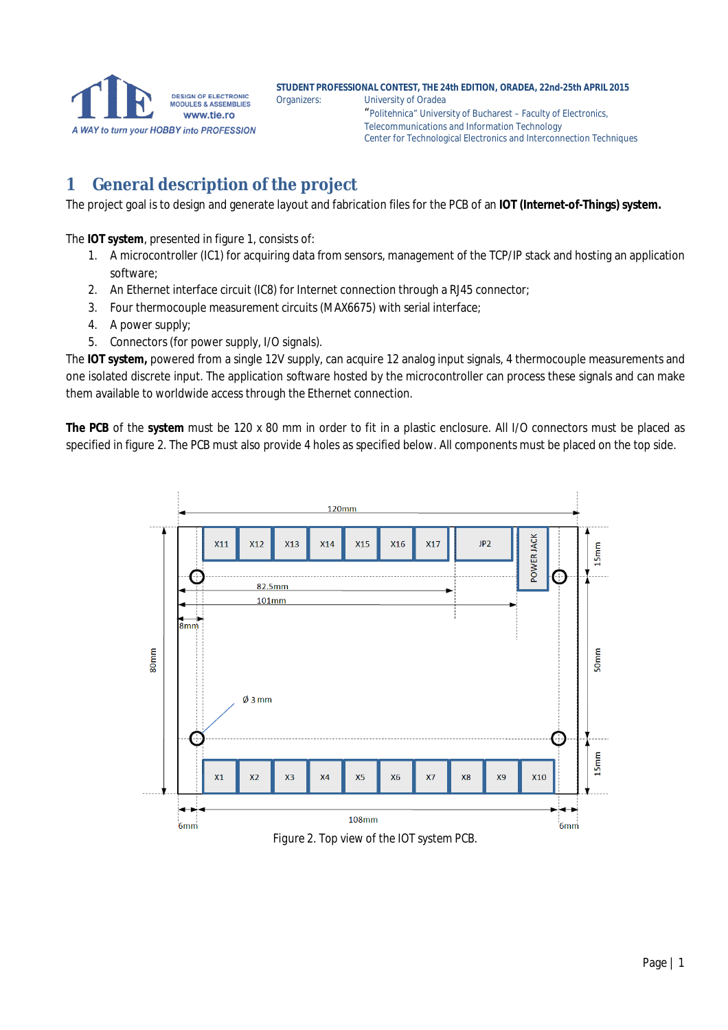# 1 General description of the project

The project goal is to design and generate layout and fabrication files for the PCB of an **IOT (Internet-of-Things) system.**

The **IOT system**, presented in figure 1, consists of:

1. A microcontroller (IC1) for acquiring data from sensors, management of the TCP/IP stack and hosting an application software;
2. An Ethernet interface circuit (IC8) for Internet connection through a RJ45 connector;
3. Four thermocouple measurement circuits (MAX6675) with serial interface;
4. A power supply;
5. Connectors (for power supply, I/O signals).

The **IOT system,** powered from a single 12V supply, can acquire 12 analog input signals, 4 thermocouple measurements and one isolated discrete input. The application software hosted by the microcontroller can process these signals and can make them available to worldwide access through the Ethernet connection.

**The PCB** of the **system** must be 120 x 80 mm in order to fit in a plastic enclosure. All I/O connectors must be placed as specified in figure 2. The PCB must also provide 4 holes as specified below. All components must be placed on the top side.

120mm

X11 X12 X13 X14 X15 X16 X17 JP2 POWER JACK

82.5mm

101mm

8mm

80mm

Ø 3 mm

15mm

50mm

15mm

X1 X2 X3 X4 X5 X6 X7 X8 X9 X10

6mm 108mm 6mm

Figure 2. Top view of the IOT system PCB.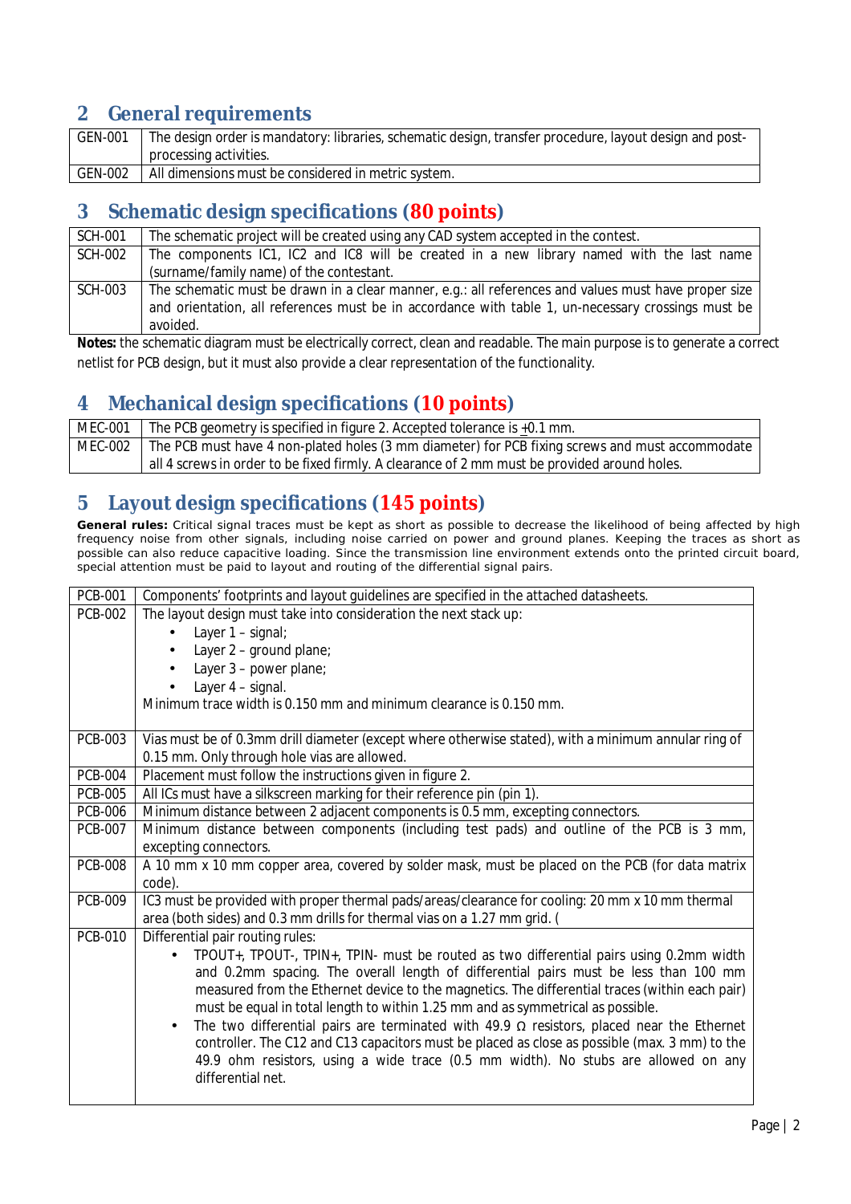## 2 General requirements

| | |
|---|---|
| GEN-001 | The design order is mandatory: libraries, schematic design, transfer procedure, layout design and post-processing activities. |
| GEN-002 | All dimensions must be considered in metric system. |

## 3 Schematic design specifications (80 points)

| | |
|---|---|
| SCH-001 | The schematic project will be created using any CAD system accepted in the contest. |
| SCH-002 | The components IC1, IC2 and IC8 will be created in a new library named with the last name (surname/family name) of the contestant. |
| SCH-003 | The schematic must be drawn in a clear manner, e.g.: all references and values must have proper size and orientation, all references must be in accordance with table 1, un-necessary crossings must be avoided. |

**Notes:** the schematic diagram must be electrically correct, clean and readable. The main purpose is to generate a correct netlist for PCB design, but it must also provide a clear representation of the functionality.

## 4 Mechanical design specifications (10 points)

| | |
|---|---|
| MEC-001 | The PCB geometry is specified in figure 2. Accepted tolerance is ±0.1 mm. |
| MEC-002 | The PCB must have 4 non-plated holes (3 mm diameter) for PCB fixing screws and must accommodate all 4 screws in order to be fixed firmly. A clearance of 2 mm must be provided around holes. |

## 5 Layout design specifications (145 points)

**General rules:** Critical signal traces must be kept as short as possible to decrease the likelihood of being affected by high frequency noise from other signals, including noise carried on power and ground planes. Keeping the traces as short as possible can also reduce capacitive loading. Since the transmission line environment extends onto the printed circuit board, special attention must be paid to layout and routing of the differential signal pairs.

| | |
|---|---|
| PCB-001 | Components' footprints and layout guidelines are specified in the attached datasheets. |
| PCB-002 | The layout design must take into consideration the next stack up:<br>• Layer 1 – signal;<br>• Layer 2 – ground plane;<br>• Layer 3 – power plane;<br>• Layer 4 – signal.<br>Minimum trace width is 0.150 mm and minimum clearance is 0.150 mm. |
| PCB-003 | Vias must be of 0.3mm drill diameter (except where otherwise stated), with a minimum annular ring of 0.15 mm. Only through hole vias are allowed. |
| PCB-004 | Placement must follow the instructions given in figure 2. |
| PCB-005 | All ICs must have a silkscreen marking for their reference pin (pin 1). |
| PCB-006 | Minimum distance between 2 adjacent components is 0.5 mm, excepting connectors. |
| PCB-007 | Minimum distance between components (including test pads) and outline of the PCB is 3 mm, excepting connectors. |
| PCB-008 | A 10 mm x 10 mm copper area, covered by solder mask, must be placed on the PCB (for data matrix code). |
| PCB-009 | IC3 must be provided with proper thermal pads/areas/clearance for cooling: 20 mm x 10 mm thermal area (both sides) and 0.3 mm drills for thermal vias on a 1.27 mm grid. ( |
| PCB-010 | Differential pair routing rules:<br>• TPOUT+, TPOUT-, TPIN+, TPIN- must be routed as two differential pairs using 0.2mm width and 0.2mm spacing. The overall length of differential pairs must be less than 100 mm measured from the Ethernet device to the magnetics. The differential traces (within each pair) must be equal in total length to within 1.25 mm and as symmetrical as possible.<br>• The two differential pairs are terminated with 49.9 Ω resistors, placed near the Ethernet controller. The C12 and C13 capacitors must be placed as close as possible (max. 3 mm) to the 49.9 ohm resistors, using a wide trace (0.5 mm width). No stubs are allowed on any differential net. |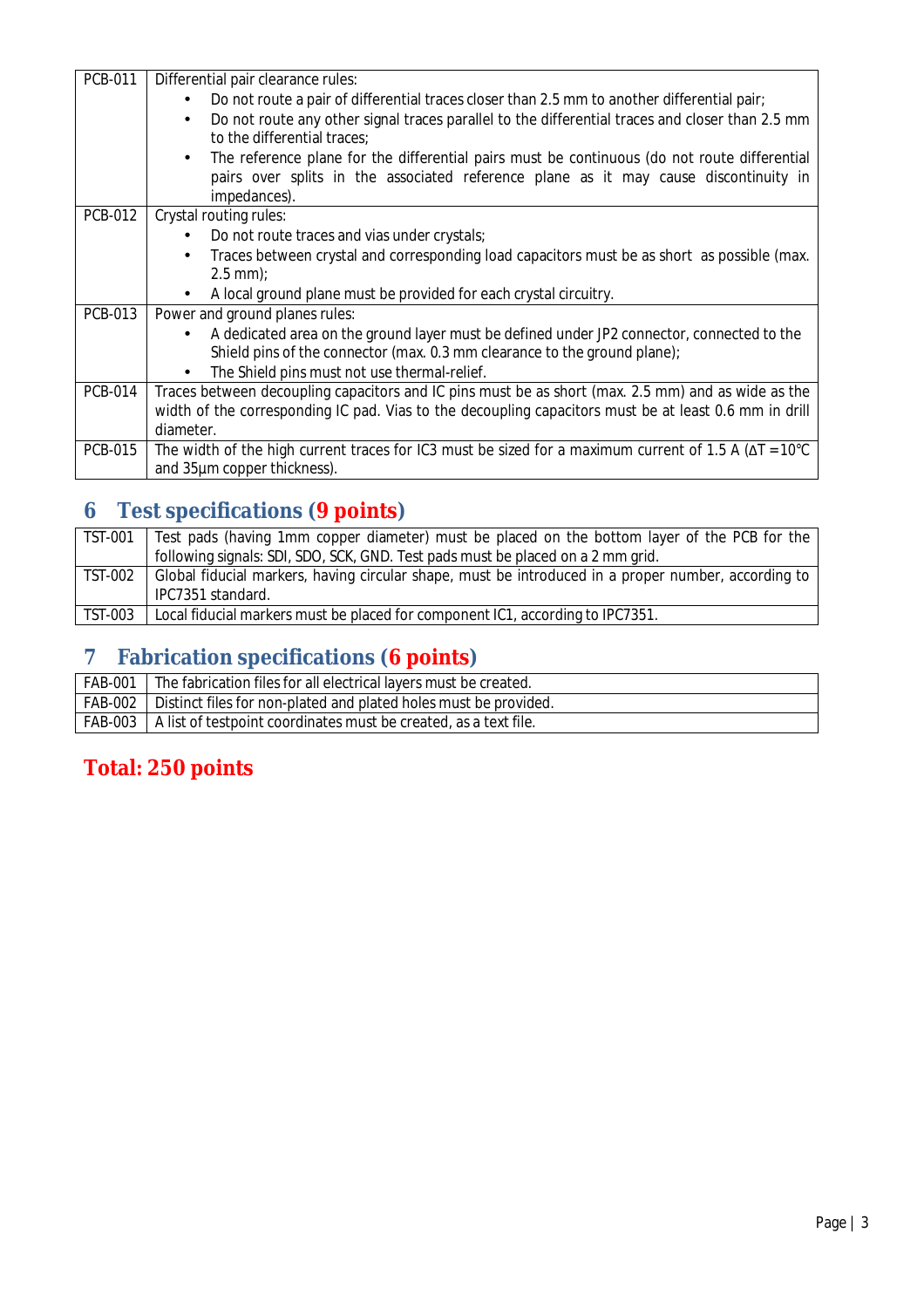| | |
|---|---|
| PCB-011 | Differential pair clearance rules:<br>• Do not route a pair of differential traces closer than 2.5 mm to another differential pair;<br>• Do not route any other signal traces parallel to the differential traces and closer than 2.5 mm to the differential traces;<br>• The reference plane for the differential pairs must be continuous (do not route differential pairs over splits in the associated reference plane as it may cause discontinuity in impedances). |
| PCB-012 | Crystal routing rules:<br>• Do not route traces and vias under crystals;<br>• Traces between crystal and corresponding load capacitors must be as short as possible (max. 2.5 mm);<br>• A local ground plane must be provided for each crystal circuitry. |
| PCB-013 | Power and ground planes rules:<br>• A dedicated area on the ground layer must be defined under JP2 connector, connected to the Shield pins of the connector (max. 0.3 mm clearance to the ground plane);<br>• The Shield pins must not use thermal-relief. |
| PCB-014 | Traces between decoupling capacitors and IC pins must be as short (max. 2.5 mm) and as wide as the width of the corresponding IC pad. Vias to the decoupling capacitors must be at least 0.6 mm in drill diameter. |
| PCB-015 | The width of the high current traces for IC3 must be sized for a maximum current of 1.5 A ($\Delta T = 10°C$ and 35µm copper thickness). |

## 6 Test specifications (9 points)

| | |
|---|---|
| TST-001 | Test pads (having 1mm copper diameter) must be placed on the bottom layer of the PCB for the following signals: SDI, SDO, SCK, GND. Test pads must be placed on a 2 mm grid. |
| TST-002 | Global fiducial markers, having circular shape, must be introduced in a proper number, according to IPC7351 standard. |
| TST-003 | Local fiducial markers must be placed for component IC1, according to IPC7351. |

## 7 Fabrication specifications (6 points)

| | |
|---|---|
| FAB-001 | The fabrication files for all electrical layers must be created. |
| FAB-002 | Distinct files for non-plated and plated holes must be provided. |
| FAB-003 | A list of testpoint coordinates must be created, as a text file. |

## Total: 250 points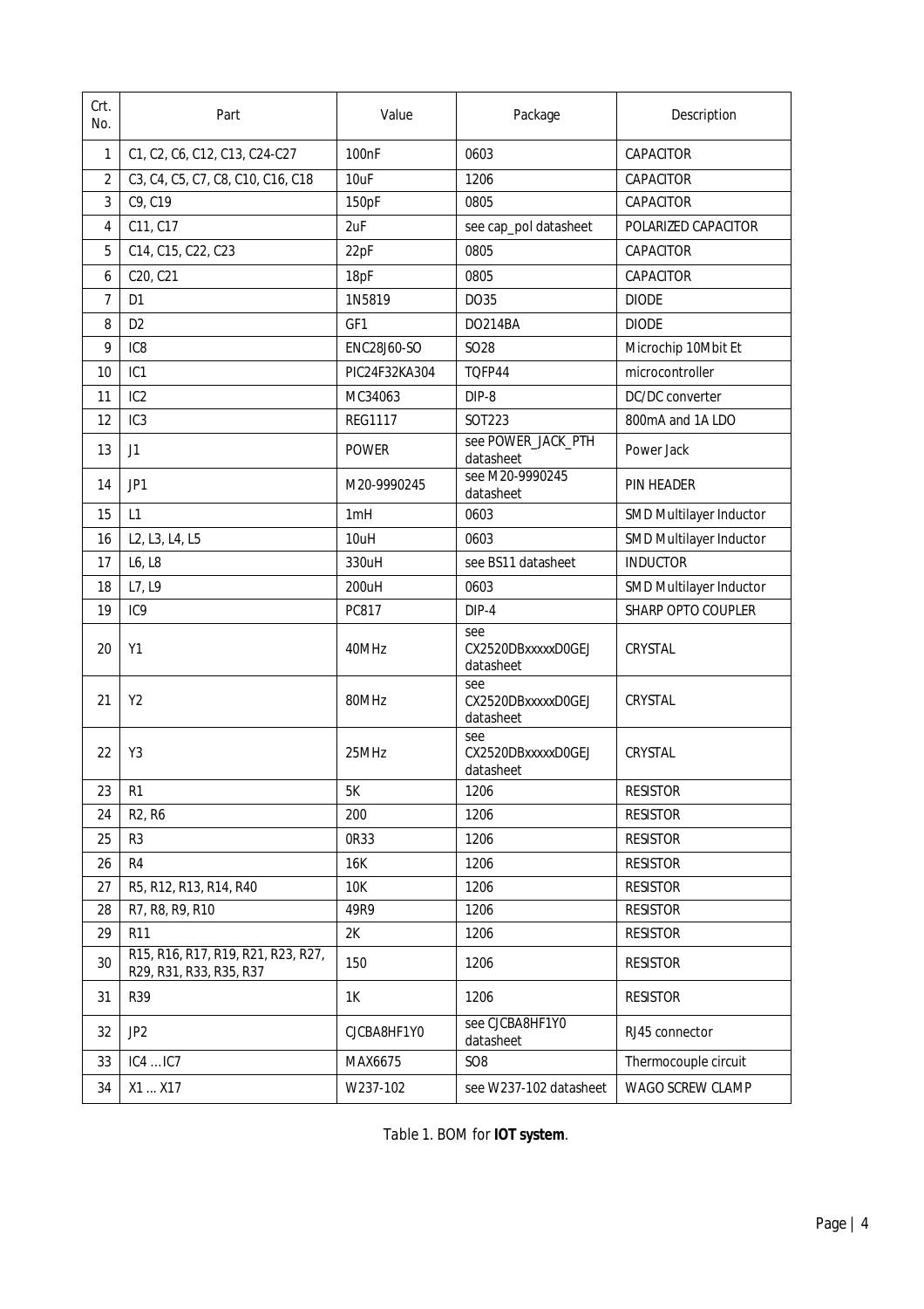| Crt. No. | Part | Value | Package | Description |
|---|---|---|---|---|
| 1 | C1, C2, C6, C12, C13, C24-C27 | 100nF | 0603 | CAPACITOR |
| 2 | C3, C4, C5, C7, C8, C10, C16, C18 | 10uF | 1206 | CAPACITOR |
| 3 | C9, C19 | 150pF | 0805 | CAPACITOR |
| 4 | C11, C17 | 2uF | see cap_pol datasheet | POLARIZED CAPACITOR |
| 5 | C14, C15, C22, C23 | 22pF | 0805 | CAPACITOR |
| 6 | C20, C21 | 18pF | 0805 | CAPACITOR |
| 7 | D1 | 1N5819 | DO35 | DIODE |
| 8 | D2 | GF1 | DO214BA | DIODE |
| 9 | IC8 | ENC28J60-SO | SO28 | Microchip 10Mbit Et |
| 10 | IC1 | PIC24F32KA304 | TQFP44 | microcontroller |
| 11 | IC2 | MC34063 | DIP-8 | DC/DC converter |
| 12 | IC3 | REG1117 | SOT223 | 800mA and 1A LDO |
| 13 | J1 | POWER | see POWER_JACK_PTH datasheet | Power Jack |
| 14 | JP1 | M20-9990245 | see M20-9990245 datasheet | PIN HEADER |
| 15 | L1 | 1mH | 0603 | SMD Multilayer Inductor |
| 16 | L2, L3, L4, L5 | 10uH | 0603 | SMD Multilayer Inductor |
| 17 | L6, L8 | 330uH | see BS11 datasheet | INDUCTOR |
| 18 | L7, L9 | 200uH | 0603 | SMD Multilayer Inductor |
| 19 | IC9 | PC817 | DIP-4 | SHARP OPTO COUPLER |
| 20 | Y1 | 40MHz | see CX2520DBxxxxxD0GEJ datasheet | CRYSTAL |
| 21 | Y2 | 80MHz | see CX2520DBxxxxxD0GEJ datasheet | CRYSTAL |
| 22 | Y3 | 25MHz | see CX2520DBxxxxxD0GEJ datasheet | CRYSTAL |
| 23 | R1 | 5K | 1206 | RESISTOR |
| 24 | R2, R6 | 200 | 1206 | RESISTOR |
| 25 | R3 | 0R33 | 1206 | RESISTOR |
| 26 | R4 | 16K | 1206 | RESISTOR |
| 27 | R5, R12, R13, R14, R40 | 10K | 1206 | RESISTOR |
| 28 | R7, R8, R9, R10 | 49R9 | 1206 | RESISTOR |
| 29 | R11 | 2K | 1206 | RESISTOR |
| 30 | R15, R16, R17, R19, R21, R23, R27, R29, R31, R33, R35, R37 | 150 | 1206 | RESISTOR |
| 31 | R39 | 1K | 1206 | RESISTOR |
| 32 | JP2 | CJCBA8HF1Y0 | see CJCBA8HF1Y0 datasheet | RJ45 connector |
| 33 | IC4 … IC7 | MAX6675 | SO8 | Thermocouple circuit |
| 34 | X1 … X17 | W237-102 | see W237-102 datasheet | WAGO SCREW CLAMP |

Table 1. BOM for **IOT system**.